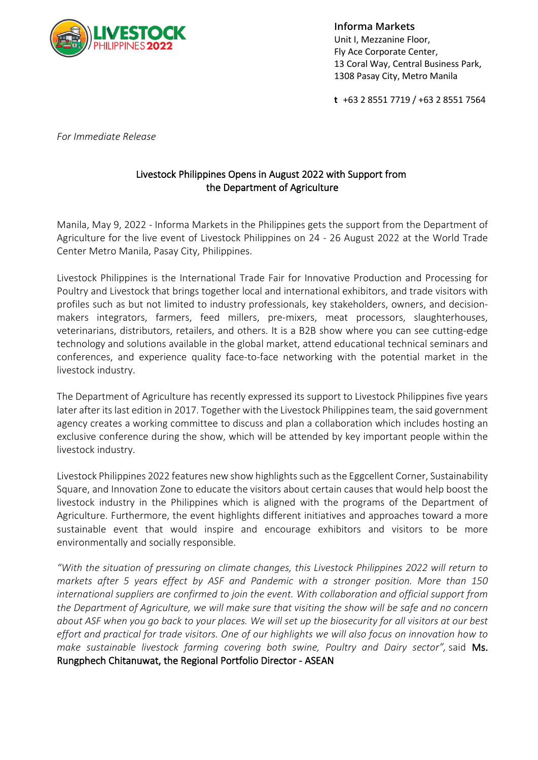**Informa Markets**
Unit I, Mezzanine Floor,
Fly Ace Corporate Center,
13 Coral Way, Central Business Park,
1308 Pasay City, Metro Manila

**t** +63 2 8551 7719 / +63 2 8551 7564

*For Immediate Release*

## Livestock Philippines Opens in August 2022 with Support from the Department of Agriculture

Manila, May 9, 2022 - Informa Markets in the Philippines gets the support from the Department of Agriculture for the live event of Livestock Philippines on 24 - 26 August 2022 at the World Trade Center Metro Manila, Pasay City, Philippines.

Livestock Philippines is the International Trade Fair for Innovative Production and Processing for Poultry and Livestock that brings together local and international exhibitors, and trade visitors with profiles such as but not limited to industry professionals, key stakeholders, owners, and decision-makers integrators, farmers, feed millers, pre-mixers, meat processors, slaughterhouses, veterinarians, distributors, retailers, and others. It is a B2B show where you can see cutting-edge technology and solutions available in the global market, attend educational technical seminars and conferences, and experience quality face-to-face networking with the potential market in the livestock industry.

The Department of Agriculture has recently expressed its support to Livestock Philippines five years later after its last edition in 2017. Together with the Livestock Philippines team, the said government agency creates a working committee to discuss and plan a collaboration which includes hosting an exclusive conference during the show, which will be attended by key important people within the livestock industry.

Livestock Philippines 2022 features new show highlights such as the Eggcellent Corner, Sustainability Square, and Innovation Zone to educate the visitors about certain causes that would help boost the livestock industry in the Philippines which is aligned with the programs of the Department of Agriculture. Furthermore, the event highlights different initiatives and approaches toward a more sustainable event that would inspire and encourage exhibitors and visitors to be more environmentally and socially responsible.

*"With the situation of pressuring on climate changes, this Livestock Philippines 2022 will return to markets after 5 years effect by ASF and Pandemic with a stronger position. More than 150 international suppliers are confirmed to join the event. With collaboration and official support from the Department of Agriculture, we will make sure that visiting the show will be safe and no concern about ASF when you go back to your places. We will set up the biosecurity for all visitors at our best effort and practical for trade visitors. One of our highlights we will also focus on innovation how to make sustainable livestock farming covering both swine, Poultry and Dairy sector",* said Ms. Rungphech Chitanuwat, the Regional Portfolio Director - ASEAN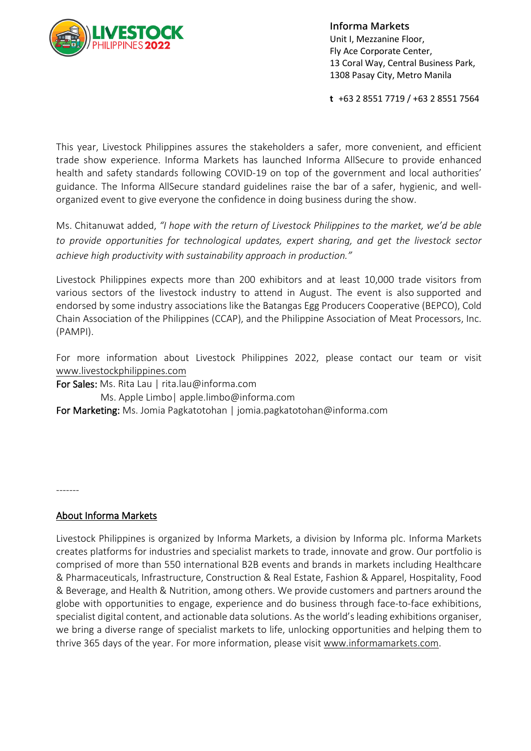**Informa Markets**
Unit I, Mezzanine Floor,
Fly Ace Corporate Center,
13 Coral Way, Central Business Park,
1308 Pasay City, Metro Manila

**t** +63 2 8551 7719 / +63 2 8551 7564

This year, Livestock Philippines assures the stakeholders a safer, more convenient, and efficient trade show experience. Informa Markets has launched Informa AllSecure to provide enhanced health and safety standards following COVID-19 on top of the government and local authorities' guidance. The Informa AllSecure standard guidelines raise the bar of a safer, hygienic, and well-organized event to give everyone the confidence in doing business during the show.

Ms. Chitanuwat added, *"I hope with the return of Livestock Philippines to the market, we'd be able to provide opportunities for technological updates, expert sharing, and get the livestock sector achieve high productivity with sustainability approach in production."*

Livestock Philippines expects more than 200 exhibitors and at least 10,000 trade visitors from various sectors of the livestock industry to attend in August. The event is also supported and endorsed by some industry associations like the Batangas Egg Producers Cooperative (BEPCO), Cold Chain Association of the Philippines (CCAP), and the Philippine Association of Meat Processors, Inc. (PAMPI).

For more information about Livestock Philippines 2022, please contact our team or visit www.livestockphilippines.com

**For Sales:** Ms. Rita Lau | rita.lau@informa.com
Ms. Apple Limbo| apple.limbo@informa.com

**For Marketing:** Ms. Jomia Pagkatotohan | jomia.pagkatotohan@informa.com

-------

## About Informa Markets

Livestock Philippines is organized by Informa Markets, a division by Informa plc. Informa Markets creates platforms for industries and specialist markets to trade, innovate and grow. Our portfolio is comprised of more than 550 international B2B events and brands in markets including Healthcare & Pharmaceuticals, Infrastructure, Construction & Real Estate, Fashion & Apparel, Hospitality, Food & Beverage, and Health & Nutrition, among others. We provide customers and partners around the globe with opportunities to engage, experience and do business through face-to-face exhibitions, specialist digital content, and actionable data solutions. As the world's leading exhibitions organiser, we bring a diverse range of specialist markets to life, unlocking opportunities and helping them to thrive 365 days of the year. For more information, please visit www.informamarkets.com.